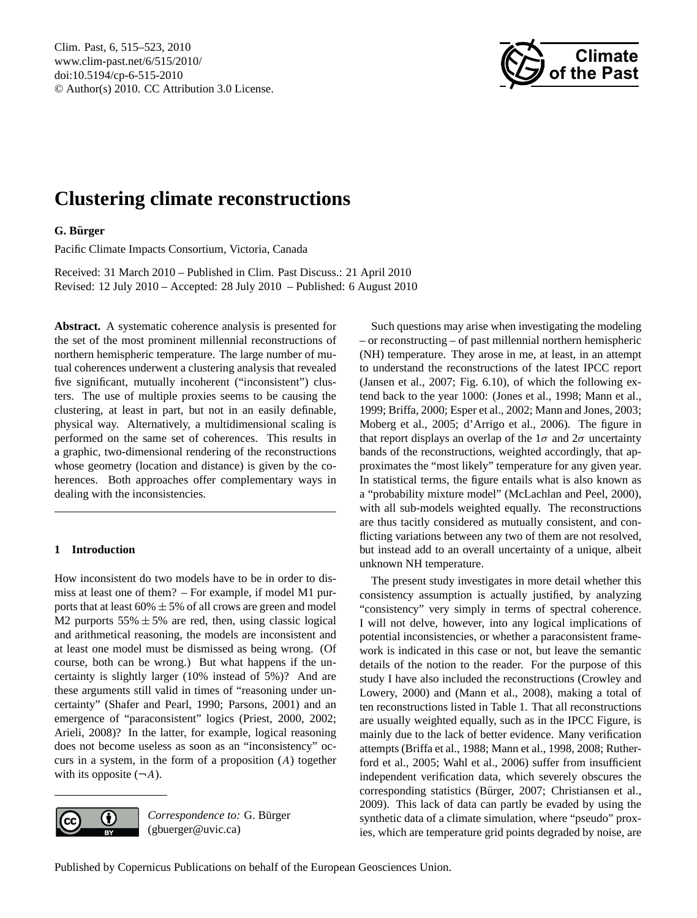# Clustering climate reconstructions

**G. Bürger**

Pacific Climate Impacts Consortium, Victoria, Canada

Received: 31 March 2010 – Published in Clim. Past Discuss.: 21 April 2010
Revised: 12 July 2010 – Accepted: 28 July 2010 – Published: 6 August 2010

**Abstract.** A systematic coherence analysis is presented for the set of the most prominent millennial reconstructions of northern hemispheric temperature. The large number of mutual coherences underwent a clustering analysis that revealed five significant, mutually incoherent ("inconsistent") clusters. The use of multiple proxies seems to be causing the clustering, at least in part, but not in an easily definable, physical way. Alternatively, a multidimensional scaling is performed on the same set of coherences. This results in a graphic, two-dimensional rendering of the reconstructions whose geometry (location and distance) is given by the coherences. Both approaches offer complementary ways in dealing with the inconsistencies.

## 1 Introduction

How inconsistent do two models have to be in order to dismiss at least one of them? – For example, if model M1 purports that at least $60\% \pm 5\%$ of all crows are green and model M2 purports $55\% \pm 5\%$ are red, then, using classic logical and arithmetical reasoning, the models are inconsistent and at least one model must be dismissed as being wrong. (Of course, both can be wrong.) But what happens if the uncertainty is slightly larger (10% instead of 5%)? And are these arguments still valid in times of "reasoning under uncertainty" (Shafer and Pearl, 1990; Parsons, 2001) and an emergence of "paraconsistent" logics (Priest, 2000, 2002; Arieli, 2008)? In the latter, for example, logical reasoning does not become useless as soon as an "inconsistency" occurs in a system, in the form of a proposition ($A$) together with its opposite ($\neg A$).

Such questions may arise when investigating the modeling – or reconstructing – of past millennial northern hemispheric (NH) temperature. They arose in me, at least, in an attempt to understand the reconstructions of the latest IPCC report (Jansen et al., 2007; Fig. 6.10), of which the following extend back to the year 1000: (Jones et al., 1998; Mann et al., 1999; Briffa, 2000; Esper et al., 2002; Mann and Jones, 2003; Moberg et al., 2005; d'Arrigo et al., 2006). The figure in that report displays an overlap of the $1\sigma$ and $2\sigma$ uncertainty bands of the reconstructions, weighted accordingly, that approximates the "most likely" temperature for any given year. In statistical terms, the figure entails what is also known as a "probability mixture model" (McLachlan and Peel, 2000), with all sub-models weighted equally. The reconstructions are thus tacitly considered as mutually consistent, and conflicting variations between any two of them are not resolved, but instead add to an overall uncertainty of a unique, albeit unknown NH temperature.

The present study investigates in more detail whether this consistency assumption is actually justified, by analyzing "consistency" very simply in terms of spectral coherence. I will not delve, however, into any logical implications of potential inconsistencies, or whether a paraconsistent framework is indicated in this case or not, but leave the semantic details of the notion to the reader. For the purpose of this study I have also included the reconstructions (Crowley and Lowery, 2000) and (Mann et al., 2008), making a total of ten reconstructions listed in Table 1. That all reconstructions are usually weighted equally, such as in the IPCC Figure, is mainly due to the lack of better evidence. Many verification attempts (Briffa et al., 1988; Mann et al., 1998, 2008; Rutherford et al., 2005; Wahl et al., 2006) suffer from insufficient independent verification data, which severely obscures the corresponding statistics (Bürger, 2007; Christiansen et al., 2009). This lack of data can partly be evaded by using the synthetic data of a climate simulation, where "pseudo" proxies, which are temperature grid points degraded by noise, are

*Correspondence to:* G. Bürger (gbuerger@uvic.ca)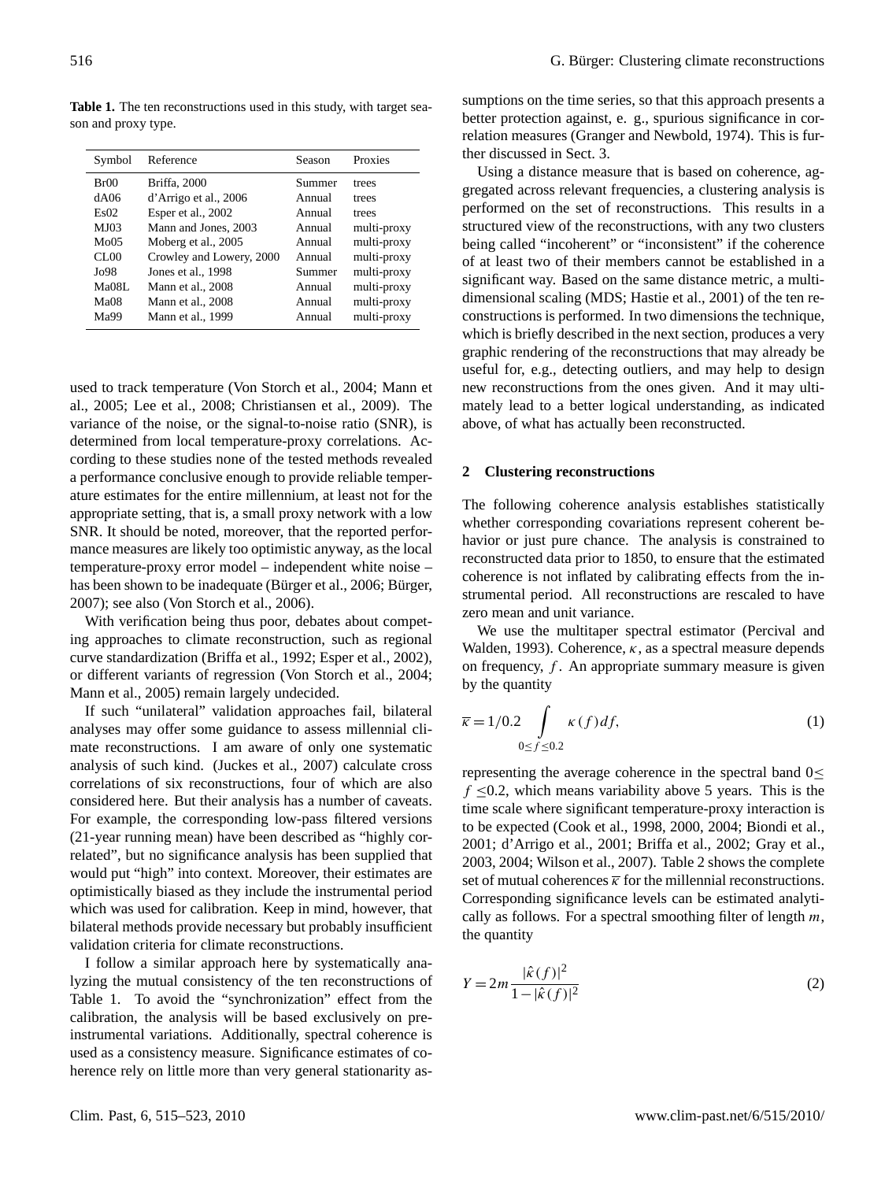**Table 1.** The ten reconstructions used in this study, with target season and proxy type.

| Symbol | Reference | Season | Proxies |
|---|---|---|---|
| Br00 | Briffa, 2000 | Summer | trees |
| dA06 | d'Arrigo et al., 2006 | Annual | trees |
| Es02 | Esper et al., 2002 | Annual | trees |
| MJ03 | Mann and Jones, 2003 | Annual | multi-proxy |
| Mo05 | Moberg et al., 2005 | Annual | multi-proxy |
| CL00 | Crowley and Lowery, 2000 | Annual | multi-proxy |
| Jo98 | Jones et al., 1998 | Summer | multi-proxy |
| Ma08L | Mann et al., 2008 | Annual | multi-proxy |
| Ma08 | Mann et al., 2008 | Annual | multi-proxy |
| Ma99 | Mann et al., 1999 | Annual | multi-proxy |

used to track temperature (Von Storch et al., 2004; Mann et al., 2005; Lee et al., 2008; Christiansen et al., 2009). The variance of the noise, or the signal-to-noise ratio (SNR), is determined from local temperature-proxy correlations. According to these studies none of the tested methods revealed a performance conclusive enough to provide reliable temperature estimates for the entire millennium, at least not for the appropriate setting, that is, a small proxy network with a low SNR. It should be noted, moreover, that the reported performance measures are likely too optimistic anyway, as the local temperature-proxy error model – independent white noise – has been shown to be inadequate (Bürger et al., 2006; Bürger, 2007); see also (Von Storch et al., 2006).

With verification being thus poor, debates about competing approaches to climate reconstruction, such as regional curve standardization (Briffa et al., 1992; Esper et al., 2002), or different variants of regression (Von Storch et al., 2004; Mann et al., 2005) remain largely undecided.

If such "unilateral" validation approaches fail, bilateral analyses may offer some guidance to assess millennial climate reconstructions. I am aware of only one systematic analysis of such kind. (Juckes et al., 2007) calculate cross correlations of six reconstructions, four of which are also considered here. But their analysis has a number of caveats. For example, the corresponding low-pass filtered versions (21-year running mean) have been described as "highly correlated", but no significance analysis has been supplied that would put "high" into context. Moreover, their estimates are optimistically biased as they include the instrumental period which was used for calibration. Keep in mind, however, that bilateral methods provide necessary but probably insufficient validation criteria for climate reconstructions.

I follow a similar approach here by systematically analyzing the mutual consistency of the ten reconstructions of Table 1. To avoid the "synchronization" effect from the calibration, the analysis will be based exclusively on pre-instrumental variations. Additionally, spectral coherence is used as a consistency measure. Significance estimates of coherence rely on little more than very general stationarity assumptions on the time series, so that this approach presents a better protection against, e. g., spurious significance in correlation measures (Granger and Newbold, 1974). This is further discussed in Sect. 3.

Using a distance measure that is based on coherence, aggregated across relevant frequencies, a clustering analysis is performed on the set of reconstructions. This results in a structured view of the reconstructions, with any two clusters being called "incoherent" or "inconsistent" if the coherence of at least two of their members cannot be established in a significant way. Based on the same distance metric, a multidimensional scaling (MDS; Hastie et al., 2001) of the ten reconstructions is performed. In two dimensions the technique, which is briefly described in the next section, produces a very graphic rendering of the reconstructions that may already be useful for, e.g., detecting outliers, and may help to design new reconstructions from the ones given. And it may ultimately lead to a better logical understanding, as indicated above, of what has actually been reconstructed.

## 2 Clustering reconstructions

The following coherence analysis establishes statistically whether corresponding covariations represent coherent behavior or just pure chance. The analysis is constrained to reconstructed data prior to 1850, to ensure that the estimated coherence is not inflated by calibrating effects from the instrumental period. All reconstructions are rescaled to have zero mean and unit variance.

We use the multitaper spectral estimator (Percival and Walden, 1993). Coherence, $\kappa$, as a spectral measure depends on frequency, $f$. An appropriate summary measure is given by the quantity

$$\overline{\kappa} = 1/0.2 \int_{0 \leq f \leq 0.2} \kappa(f) df, \tag{1}$$

representing the average coherence in the spectral band $0 \leq f \leq 0.2$, which means variability above 5 years. This is the time scale where significant temperature-proxy interaction is to be expected (Cook et al., 1998, 2000, 2004; Biondi et al., 2001; d'Arrigo et al., 2001; Briffa et al., 2002; Gray et al., 2003, 2004; Wilson et al., 2007). Table 2 shows the complete set of mutual coherences $\overline{\kappa}$ for the millennial reconstructions. Corresponding significance levels can be estimated analytically as follows. For a spectral smoothing filter of length $m$, the quantity

$$Y = 2m \frac{|\hat{\kappa}(f)|^2}{1 - |\hat{\kappa}(f)|^2} \tag{2}$$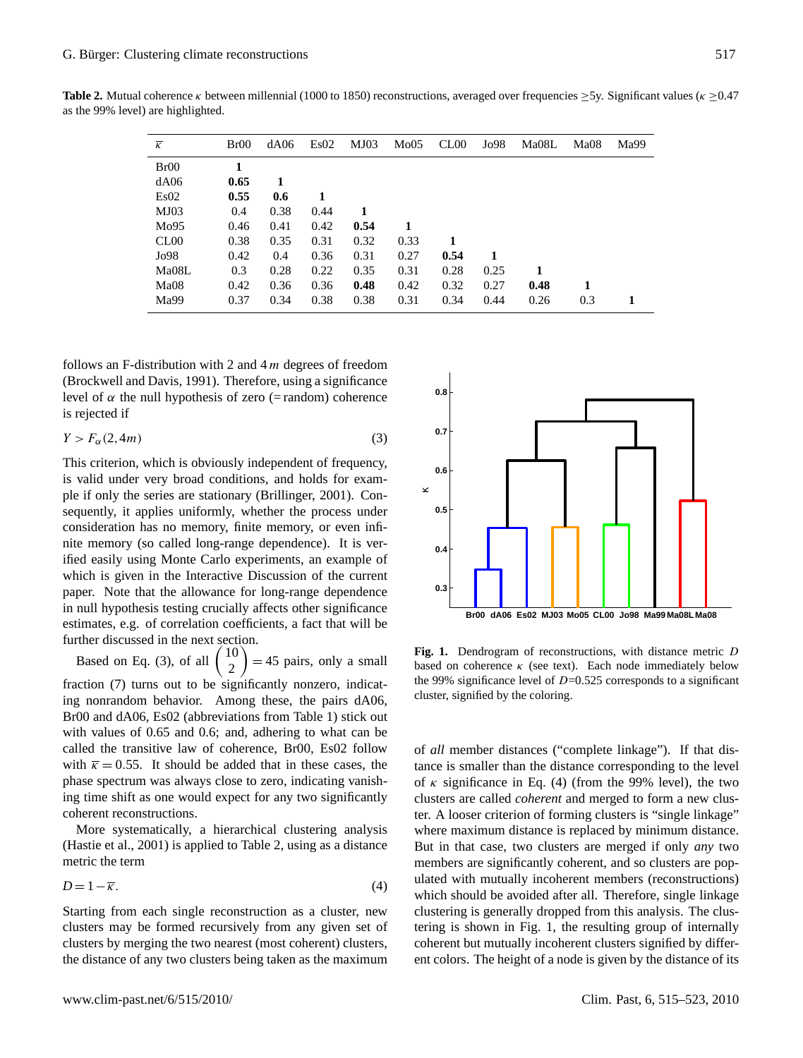**Table 2.** Mutual coherence $\kappa$ between millennial (1000 to 1850) reconstructions, averaged over frequencies ≥5y. Significant values ($\kappa$ ≥0.47 as the 99% level) are highlighted.

| $\overline{\kappa}$ | Br00 | dA06 | Es02 | MJ03 | Mo05 | CL00 | Jo98 | Ma08L | Ma08 | Ma99 |
|---|---|---|---|---|---|---|---|---|---|---|
| Br00 | **1** | | | | | | | | | |
| dA06 | **0.65** | **1** | | | | | | | | |
| Es02 | **0.55** | **0.6** | **1** | | | | | | | |
| MJ03 | 0.4 | 0.38 | 0.44 | **1** | | | | | | |
| Mo95 | 0.46 | 0.41 | 0.42 | **0.54** | **1** | | | | | |
| CL00 | 0.38 | 0.35 | 0.31 | 0.32 | 0.33 | **1** | | | | |
| Jo98 | 0.42 | 0.4 | 0.36 | 0.31 | 0.27 | **0.54** | **1** | | | |
| Ma08L | 0.3 | 0.28 | 0.22 | 0.35 | 0.31 | 0.28 | 0.25 | **1** | | |
| Ma08 | 0.42 | 0.36 | 0.36 | **0.48** | 0.42 | 0.32 | 0.27 | **0.48** | **1** | |
| Ma99 | 0.37 | 0.34 | 0.38 | 0.38 | 0.31 | 0.34 | 0.44 | 0.26 | 0.3 | **1** |

follows an F-distribution with 2 and $4m$ degrees of freedom (Brockwell and Davis, 1991). Therefore, using a significance level of $\alpha$ the null hypothesis of zero (= random) coherence is rejected if

$$Y > F_{\alpha}(2,4m) \tag{3}$$

This criterion, which is obviously independent of frequency, is valid under very broad conditions, and holds for example if only the series are stationary (Brillinger, 2001). Consequently, it applies uniformly, whether the process under consideration has no memory, finite memory, or even infinite memory (so called long-range dependence). It is verified easily using Monte Carlo experiments, an example of which is given in the Interactive Discussion of the current paper. Note that the allowance for long-range dependence in null hypothesis testing crucially affects other significance estimates, e.g. of correlation coefficients, a fact that will be further discussed in the next section.

Based on Eq. (3), of all $\binom{10}{2} = 45$ pairs, only a small fraction (7) turns out to be significantly nonzero, indicating nonrandom behavior. Among these, the pairs dA06, Br00 and dA06, Es02 (abbreviations from Table 1) stick out with values of 0.65 and 0.6; and, adhering to what can be called the transitive law of coherence, Br00, Es02 follow with $\overline{\kappa} = 0.55$. It should be added that in these cases, the phase spectrum was always close to zero, indicating vanishing time shift as one would expect for any two significantly coherent reconstructions.

More systematically, a hierarchical clustering analysis (Hastie et al., 2001) is applied to Table 2, using as a distance metric the term

$$D = 1 - \overline{\kappa}. \tag{4}$$

Starting from each single reconstruction as a cluster, new clusters may be formed recursively from any given set of clusters by merging the two nearest (most coherent) clusters, the distance of any two clusters being taken as the maximum of *all* member distances ("complete linkage"). If that distance is smaller than the distance corresponding to the level of $\kappa$ significance in Eq. (4) (from the 99% level), the two clusters are called *coherent* and merged to form a new cluster. A looser criterion of forming clusters is "single linkage" where maximum distance is replaced by minimum distance. But in that case, two clusters are merged if only *any* two members are significantly coherent, and so clusters are populated with mutually incoherent members (reconstructions) which should be avoided after all. Therefore, single linkage clustering is generally dropped from this analysis. The clustering is shown in Fig. 1, the resulting group of internally coherent but mutually incoherent clusters signified by different colors. The height of a node is given by the distance of its

**Fig. 1.** Dendrogram of reconstructions, with distance metric $D$ based on coherence $\kappa$ (see text). Each node immediately below the 99% significance level of $D$=0.525 corresponds to a significant cluster, signified by the coloring.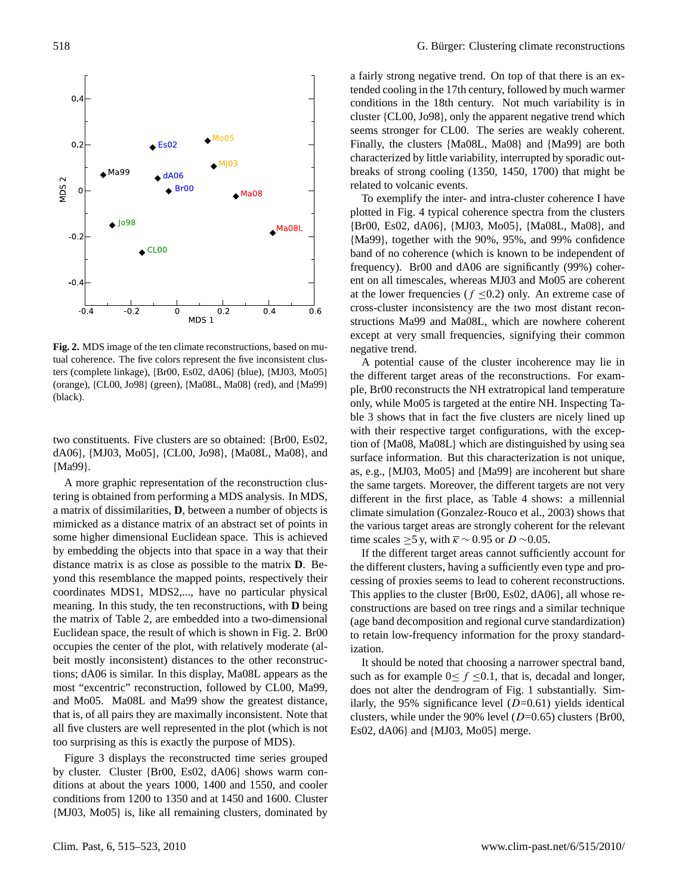**Fig. 2.** MDS image of the ten climate reconstructions, based on mutual coherence. The five colors represent the five inconsistent clusters (complete linkage), {Br00, Es02, dA06} (blue), {MJ03, Mo05} (orange), {CL00, Jo98} (green), {Ma08L, Ma08} (red), and {Ma99} (black).

two constituents. Five clusters are so obtained: {Br00, Es02, dA06}, {MJ03, Mo05}, {CL00, Jo98}, {Ma08L, Ma08}, and {Ma99}.

A more graphic representation of the reconstruction clustering is obtained from performing a MDS analysis. In MDS, a matrix of dissimilarities, **D**, between a number of objects is mimicked as a distance matrix of an abstract set of points in some higher dimensional Euclidean space. This is achieved by embedding the objects into that space in a way that their distance matrix is as close as possible to the matrix **D**. Beyond this resemblance the mapped points, respectively their coordinates MDS1, MDS2,..., have no particular physical meaning. In this study, the ten reconstructions, with **D** being the matrix of Table 2, are embedded into a two-dimensional Euclidean space, the result of which is shown in Fig. 2. Br00 occupies the center of the plot, with relatively moderate (albeit mostly inconsistent) distances to the other reconstructions; dA06 is similar. In this display, Ma08L appears as the most "excentric" reconstruction, followed by CL00, Ma99, and Mo05. Ma08L and Ma99 show the greatest distance, that is, of all pairs they are maximally inconsistent. Note that all five clusters are well represented in the plot (which is not too surprising as this is exactly the purpose of MDS).

Figure 3 displays the reconstructed time series grouped by cluster. Cluster {Br00, Es02, dA06} shows warm conditions at about the years 1000, 1400 and 1550, and cooler conditions from 1200 to 1350 and at 1450 and 1600. Cluster {MJ03, Mo05} is, like all remaining clusters, dominated by a fairly strong negative trend. On top of that there is an extended cooling in the 17th century, followed by much warmer conditions in the 18th century. Not much variability is in cluster {CL00, Jo98}, only the apparent negative trend which seems stronger for CL00. The series are weakly coherent. Finally, the clusters {Ma08L, Ma08} and {Ma99} are both characterized by little variability, interrupted by sporadic outbreaks of strong cooling (1350, 1450, 1700) that might be related to volcanic events.

To exemplify the inter- and intra-cluster coherence I have plotted in Fig. 4 typical coherence spectra from the clusters {Br00, Es02, dA06}, {MJ03, Mo05}, {Ma08L, Ma08}, and {Ma99}, together with the 90%, 95%, and 99% confidence band of no coherence (which is known to be independent of frequency). Br00 and dA06 are significantly (99%) coherent on all timescales, whereas MJ03 and Mo05 are coherent at the lower frequencies ($f \leq 0.2$) only. An extreme case of cross-cluster inconsistency are the two most distant reconstructions Ma99 and Ma08L, which are nowhere coherent except at very small frequencies, signifying their common negative trend.

A potential cause of the cluster incoherence may lie in the different target areas of the reconstructions. For example, Br00 reconstructs the NH extratropical land temperature only, while Mo05 is targeted at the entire NH. Inspecting Table 3 shows that in fact the five clusters are nicely lined up with their respective target configurations, with the exception of {Ma08, Ma08L} which are distinguished by using sea surface information. But this characterization is not unique, as, e.g., {MJ03, Mo05} and {Ma99} are incoherent but share the same targets. Moreover, the different targets are not very different in the first place, as Table 4 shows: a millennial climate simulation (Gonzalez-Rouco et al., 2003) shows that the various target areas are strongly coherent for the relevant time scales $\geq$5 y, with $\bar{\kappa} \sim 0.95$ or $D \sim 0.05$.

If the different target areas cannot sufficiently account for the different clusters, having a sufficiently even type and processing of proxies seems to lead to coherent reconstructions. This applies to the cluster {Br00, Es02, dA06}, all whose reconstructions are based on tree rings and a similar technique (age band decomposition and regional curve standardization) to retain low-frequency information for the proxy standardization.

It should be noted that choosing a narrower spectral band, such as for example $0 \leq f \leq 0.1$, that is, decadal and longer, does not alter the dendrogram of Fig. 1 substantially. Similarly, the 95% significance level ($D$=0.61) yields identical clusters, while under the 90% level ($D$=0.65) clusters {Br00, Es02, dA06} and {MJ03, Mo05} merge.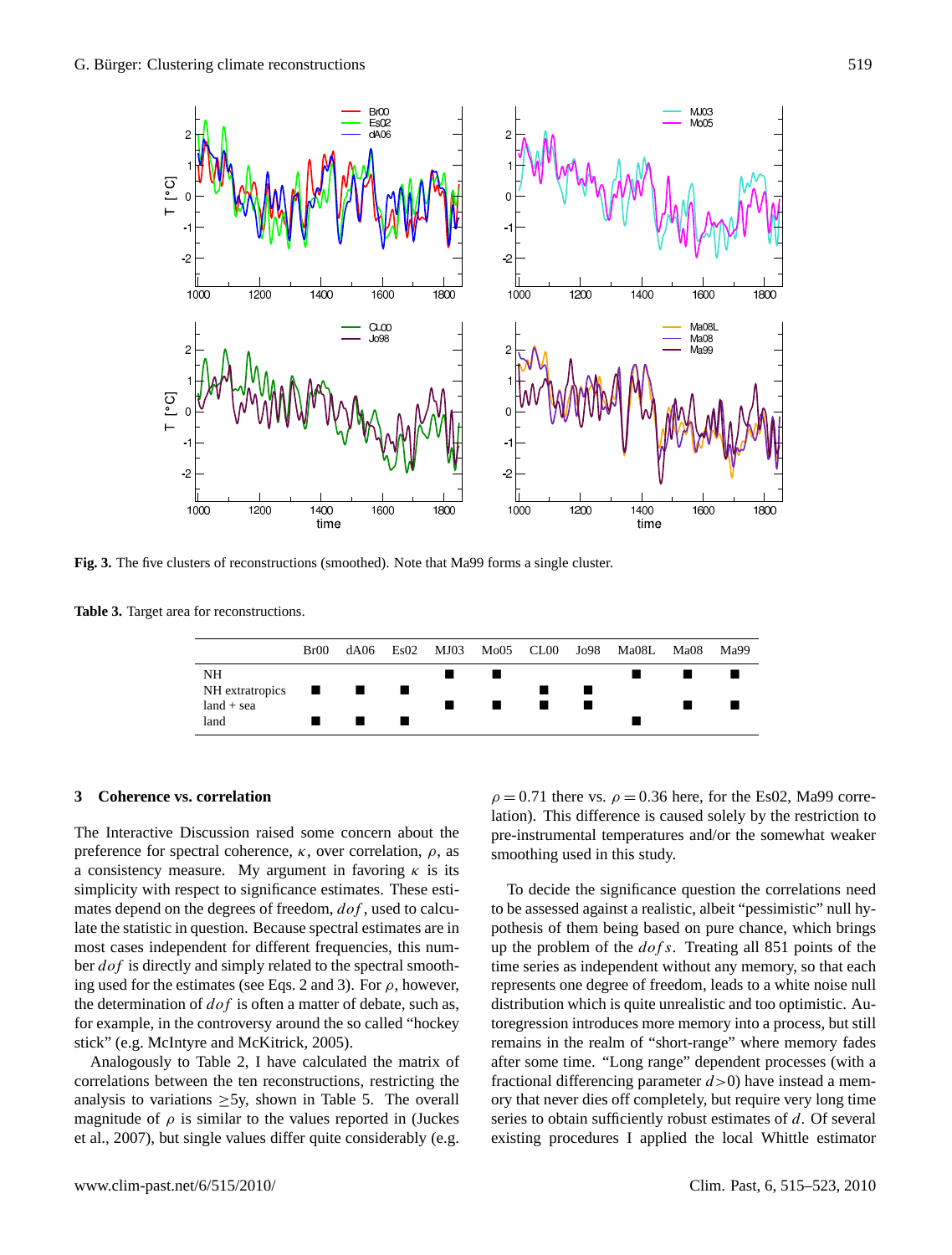Fig. 3. The five clusters of reconstructions (smoothed). Note that Ma99 forms a single cluster.

Table 3. Target area for reconstructions.

| | Br00 | dA06 | Es02 | MJ03 | Mo05 | CL00 | Jo98 | Ma08L | Ma08 | Ma99 |
|---|---|---|---|---|---|---|---|---|---|---|
| NH | | | | ■ | ■ | | | ■ | ■ | ■ |
| NH extratropics | ■ | ■ | ■ | | | ■ | ■ | | | |
| land + sea | | | | ■ | ■ | ■ | ■ | | ■ | ■ |
| land | ■ | ■ | ■ | | | | | ■ | | |

## 3 Coherence vs. correlation

The Interactive Discussion raised some concern about the preference for spectral coherence, $\kappa$, over correlation, $\rho$, as a consistency measure. My argument in favoring $\kappa$ is its simplicity with respect to significance estimates. These estimates depend on the degrees of freedom, $dof$, used to calculate the statistic in question. Because spectral estimates are in most cases independent for different frequencies, this number $dof$ is directly and simply related to the spectral smoothing used for the estimates (see Eqs. 2 and 3). For $\rho$, however, the determination of $dof$ is often a matter of debate, such as, for example, in the controversy around the so called "hockey stick" (e.g. McIntyre and McKitrick, 2005).

Analogously to Table 2, I have calculated the matrix of correlations between the ten reconstructions, restricting the analysis to variations $\geq$5y, shown in Table 5. The overall magnitude of $\rho$ is similar to the values reported in (Juckes et al., 2007), but single values differ quite considerably (e.g. $\rho = 0.71$ there vs. $\rho = 0.36$ here, for the Es02, Ma99 correlation). This difference is caused solely by the restriction to pre-instrumental temperatures and/or the somewhat weaker smoothing used in this study.

To decide the significance question the correlations need to be assessed against a realistic, albeit "pessimistic" null hypothesis of them being based on pure chance, which brings up the problem of the $dof$s. Treating all 851 points of the time series as independent without any memory, so that each represents one degree of freedom, leads to a white noise null distribution which is quite unrealistic and too optimistic. Autoregression introduces more memory into a process, but still remains in the realm of "short-range" where memory fades after some time. "Long range" dependent processes (with a fractional differencing parameter $d>0$) have instead a memory that never dies off completely, but require very long time series to obtain sufficiently robust estimates of $d$. Of several existing procedures I applied the local Whittle estimator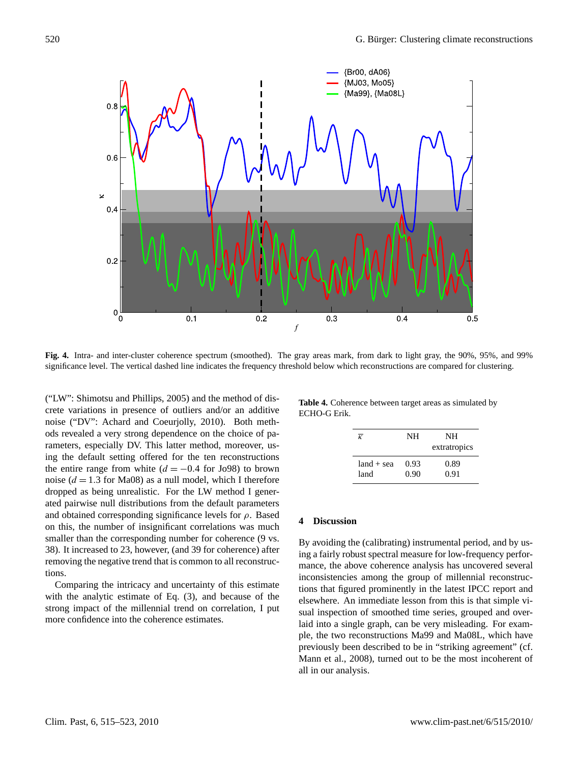**Fig. 4.** Intra- and inter-cluster coherence spectrum (smoothed). The gray areas mark, from dark to light gray, the 90%, 95%, and 99% significance level. The vertical dashed line indicates the frequency threshold below which reconstructions are compared for clustering.

("LW": Shimotsu and Phillips, 2005) and the method of discrete variations in presence of outliers and/or an additive noise ("DV": Achard and Coeurjolly, 2010). Both methods revealed a very strong dependence on the choice of parameters, especially DV. This latter method, moreover, using the default setting offered for the ten reconstructions the entire range from white ($d=-0.4$ for Jo98) to brown noise ($d=1.3$ for Ma08) as a null model, which I therefore dropped as being unrealistic. For the LW method I generated pairwise null distributions from the default parameters and obtained corresponding significance levels for $\rho$. Based on this, the number of insignificant correlations was much smaller than the corresponding number for coherence (9 vs. 38). It increased to 23, however, (and 39 for coherence) after removing the negative trend that is common to all reconstructions.

Comparing the intricacy and uncertainty of this estimate with the analytic estimate of Eq. (3), and because of the strong impact of the millennial trend on correlation, I put more confidence into the coherence estimates.

**Table 4.** Coherence between target areas as simulated by ECHO-G Erik.

| $\overline{\kappa}$ | NH | NH extratropics |
|---|---|---|
| land + sea | 0.93 | 0.89 |
| land | 0.90 | 0.91 |

## 4 Discussion

By avoiding the (calibrating) instrumental period, and by using a fairly robust spectral measure for low-frequency performance, the above coherence analysis has uncovered several inconsistencies among the group of millennial reconstructions that figured prominently in the latest IPCC report and elsewhere. An immediate lesson from this is that simple visual inspection of smoothed time series, grouped and overlaid into a single graph, can be very misleading. For example, the two reconstructions Ma99 and Ma08L, which have previously been described to be in "striking agreement" (cf. Mann et al., 2008), turned out to be the most incoherent of all in our analysis.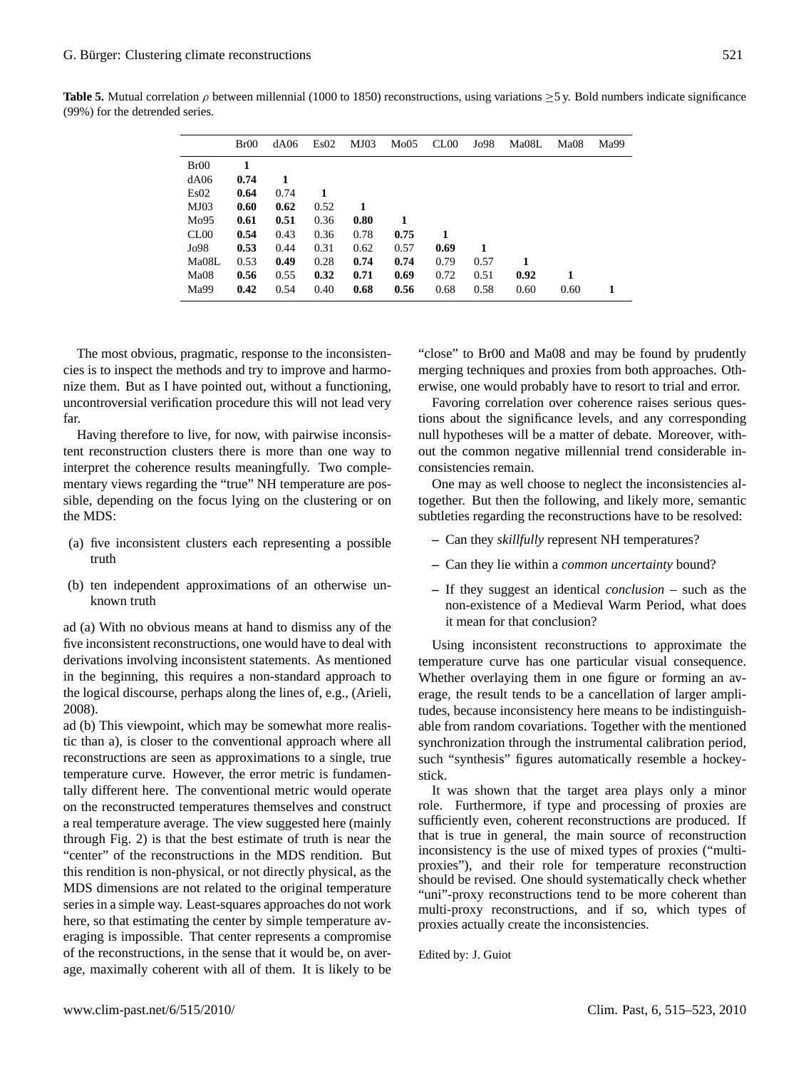**Table 5.** Mutual correlation $\rho$ between millennial (1000 to 1850) reconstructions, using variations $\geq$5 y. Bold numbers indicate significance (99%) for the detrended series.

| | Br00 | dA06 | Es02 | MJ03 | Mo05 | CL00 | Jo98 | Ma08L | Ma08 | Ma99 |
|---|---|---|---|---|---|---|---|---|---|---|
| Br00 | **1** | | | | | | | | | |
| dA06 | **0.74** | **1** | | | | | | | | |
| Es02 | **0.64** | 0.74 | **1** | | | | | | | |
| MJ03 | **0.60** | **0.62** | 0.52 | **1** | | | | | | |
| Mo95 | **0.61** | **0.51** | 0.36 | **0.80** | **1** | | | | | |
| CL00 | **0.54** | 0.43 | 0.36 | 0.78 | **0.75** | **1** | | | | |
| Jo98 | **0.53** | 0.44 | 0.31 | 0.62 | 0.57 | **0.69** | **1** | | | |
| Ma08L | 0.53 | **0.49** | 0.28 | **0.74** | **0.74** | 0.79 | 0.57 | **1** | | |
| Ma08 | **0.56** | 0.55 | **0.32** | **0.71** | **0.69** | 0.72 | 0.51 | **0.92** | **1** | |
| Ma99 | **0.42** | 0.54 | 0.40 | **0.68** | **0.56** | 0.68 | 0.58 | 0.60 | 0.60 | **1** |

The most obvious, pragmatic, response to the inconsistencies is to inspect the methods and try to improve and harmonize them. But as I have pointed out, without a functioning, uncontroversial verification procedure this will not lead very far.

Having therefore to live, for now, with pairwise inconsistent reconstruction clusters there is more than one way to interpret the coherence results meaningfully. Two complementary views regarding the "true" NH temperature are possible, depending on the focus lying on the clustering or on the MDS:

(a) five inconsistent clusters each representing a possible truth

(b) ten independent approximations of an otherwise unknown truth

ad (a) With no obvious means at hand to dismiss any of the five inconsistent reconstructions, one would have to deal with derivations involving inconsistent statements. As mentioned in the beginning, this requires a non-standard approach to the logical discourse, perhaps along the lines of, e.g., (Arieli, 2008).

ad (b) This viewpoint, which may be somewhat more realistic than a), is closer to the conventional approach where all reconstructions are seen as approximations to a single, true temperature curve. However, the error metric is fundamentally different here. The conventional metric would operate on the reconstructed temperatures themselves and construct a real temperature average. The view suggested here (mainly through Fig. 2) is that the best estimate of truth is near the "center" of the reconstructions in the MDS rendition. But this rendition is non-physical, or not directly physical, as the MDS dimensions are not related to the original temperature series in a simple way. Least-squares approaches do not work here, so that estimating the center by simple temperature averaging is impossible. That center represents a compromise of the reconstructions, in the sense that it would be, on average, maximally coherent with all of them. It is likely to be "close" to Br00 and Ma08 and may be found by prudently merging techniques and proxies from both approaches. Otherwise, one would probably have to resort to trial and error.

Favoring correlation over coherence raises serious questions about the significance levels, and any corresponding null hypotheses will be a matter of debate. Moreover, without the common negative millennial trend considerable inconsistencies remain.

One may as well choose to neglect the inconsistencies altogether. But then the following, and likely more, semantic subtleties regarding the reconstructions have to be resolved:

– Can they *skillfully* represent NH temperatures?

– Can they lie within a *common uncertainty* bound?

– If they suggest an identical *conclusion* – such as the non-existence of a Medieval Warm Period, what does it mean for that conclusion?

Using inconsistent reconstructions to approximate the temperature curve has one particular visual consequence. Whether overlaying them in one figure or forming an average, the result tends to be a cancellation of larger amplitudes, because inconsistency here means to be indistinguishable from random covariations. Together with the mentioned synchronization through the instrumental calibration period, such "synthesis" figures automatically resemble a hockey-stick.

It was shown that the target area plays only a minor role. Furthermore, if type and processing of proxies are sufficiently even, coherent reconstructions are produced. If that is true in general, the main source of reconstruction inconsistency is the use of mixed types of proxies ("multi-proxies"), and their role for temperature reconstruction should be revised. One should systematically check whether "uni"-proxy reconstructions tend to be more coherent than multi-proxy reconstructions, and if so, which types of proxies actually create the inconsistencies.

Edited by: J. Guiot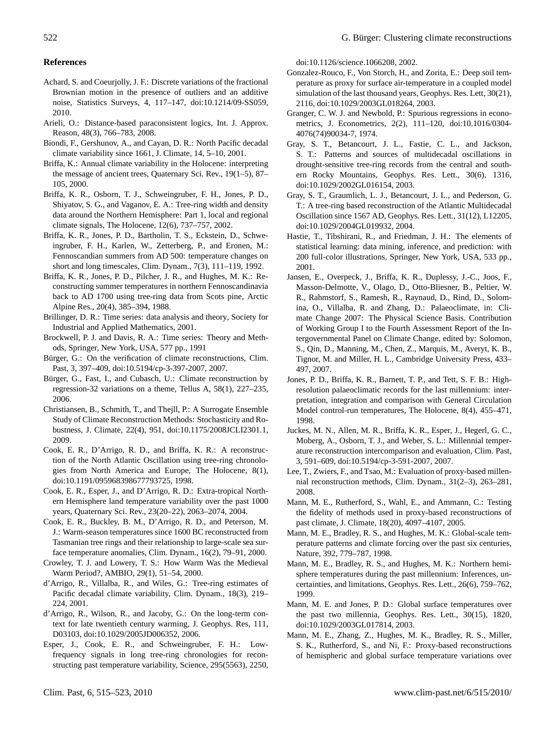## References

Achard, S. and Coeurjolly, J. F.: Discrete variations of the fractional Brownian motion in the presence of outliers and an additive noise, Statistics Surveys, 4, 117–147, doi:10.1214/09-SS059, 2010.

Arieli, O.: Distance-based paraconsistent logics, Int. J. Approx. Reason, 48(3), 766–783, 2008.

Biondi, F., Gershunov, A., and Cayan, D. R.: North Pacific decadal climate variability since 1661, J. Climate, 14, 5–10, 2001.

Briffa, K.: Annual climate variability in the Holocene: interpreting the message of ancient trees, Quaternary Sci. Rev., 19(1–5), 87–105, 2000.

Briffa, K. R., Osborn, T. J., Schweingruber, F. H., Jones, P. D., Shiyatov, S. G., and Vaganov, E. A.: Tree-ring width and density data around the Northern Hemisphere: Part 1, local and regional climate signals, The Holocene, 12(6), 737–757, 2002.

Briffa, K. R., Jones, P. D., Bartholin, T. S., Eckstein, D., Schweingruber, F. H., Karlen, W., Zetterberg, P., and Eronen, M.: Fennoscandian summers from AD 500: temperature changes on short and long timescales, Clim. Dynam., 7(3), 111–119, 1992.

Briffa, K. R., Jones, P. D., Pilcher, J. R., and Hughes, M. K.: Reconstructing summer temperatures in northern Fennoscandinavia back to AD 1700 using tree-ring data from Scots pine, Arctic Alpine Res., 20(4), 385–394, 1988.

Brillinger, D. R.: Time series: data analysis and theory, Society for Industrial and Applied Mathematics, 2001.

Brockwell, P. J. and Davis, R. A.: Time series: Theory and Methods, Springer, New York, USA, 577 pp., 1991

Bürger, G.: On the verification of climate reconstructions, Clim. Past, 3, 397–409, doi:10.5194/cp-3-397-2007, 2007.

Bürger, G., Fast, I., and Cubasch, U.: Climate reconstruction by regression-32 variations on a theme, Tellus A, 58(1), 227–235, 2006.

Christiansen, B., Schmith, T., and Thejll, P.: A Surrogate Ensemble Study of Climate Reconstruction Methods: Stochasticity and Robustness, J. Climate, 22(4), 951, doi:10.1175/2008JCLI2301.1, 2009.

Cook, E. R., D'Arrigo, R. D., and Briffa, K. R.: A reconstruction of the North Atlantic Oscillation using tree-ring chronologies from North America and Europe, The Holocene, 8(1), doi:10.1191/095968398677793725, 1998.

Cook, E. R., Esper, J., and D'Arrigo, R. D.: Extra-tropical Northern Hemisphere land temperature variability over the past 1000 years, Quaternary Sci. Rev., 23(20–22), 2063–2074, 2004.

Cook, E. R., Buckley, B. M., D'Arrigo, R. D., and Peterson, M. J.: Warm-season temperatures since 1600 BC reconstructed from Tasmanian tree rings and their relationship to large-scale sea surface temperature anomalies, Clim. Dynam., 16(2), 79–91, 2000.

Crowley, T. J. and Lowery, T. S.: How Warm Was the Medieval Warm Period?, AMBIO, 29(1), 51–54, 2000.

d'Arrigo, R., Villalba, R., and Wiles, G.: Tree-ring estimates of Pacific decadal climate variability, Clim. Dynam., 18(3), 219–224, 2001.

d'Arrigo, R., Wilson, R., and Jacoby, G.: On the long-term context for late twentieth century warming, J. Geophys. Res, 111, D03103, doi:10.1029/2005JD006352, 2006.

Esper, J., Cook, E. R., and Schweingruber, F. H.: Low-frequency signals in long tree-ring chronologies for reconstructing past temperature variability, Science, 295(5563), 2250, doi:10.1126/science.1066208, 2002.

Gonzalez-Rouco, F., Von Storch, H., and Zorita, E.: Deep soil temperature as proxy for surface air-temperature in a coupled model simulation of the last thousand years, Geophys. Res. Lett, 30(21), 2116, doi:10.1029/2003GL018264, 2003.

Granger, C. W. J. and Newbold, P.: Spurious regressions in econometrics, J. Econometrics, 2(2), 111–120, doi:10.1016/0304-4076(74)90034-7, 1974.

Gray, S. T., Betancourt, J. L., Fastie, C. L., and Jackson, S. T.: Patterns and sources of multidecadal oscillations in drought-sensitive tree-ring records from the central and southern Rocky Mountains, Geophys. Res. Lett., 30(6), 1316, doi:10.1029/2002GL016154, 2003.

Gray, S. T., Graumlich, L. J., Betancourt, J. L., and Pederson, G. T.: A tree-ring based reconstruction of the Atlantic Multidecadal Oscillation since 1567 AD, Geophys. Res. Lett., 31(12), L12205, doi:10.1029/2004GL019932, 2004.

Hastie, T., Tibshirani, R., and Friedman, J. H.: The elements of statistical learning: data mining, inference, and prediction: with 200 full-color illustrations, Springer, New York, USA, 533 pp., 2001.

Jansen, E., Overpeck, J., Briffa, K. R., Duplessy, J.-C., Joos, F., Masson-Delmotte, V., Olago, D., Otto-Bliesner, B., Peltier, W. R., Rahmstorf, S., Ramesh, R., Raynaud, D., Rind, D., Solomina, O., Villalba, R. and Zhang, D.: Palaeoclimate, in: Climate Change 2007: The Physical Science Basis. Contribution of Working Group I to the Fourth Assessment Report of the Intergovernmental Panel on Climate Change, edited by: Solomon, S., Qin, D., Manning, M., Chen, Z., Marquis, M., Averyt, K. B., Tignor, M. and Miller, H. L., Cambridge University Press, 433–497, 2007.

Jones, P. D., Briffa, K. R., Barnett, T. P., and Tett, S. F. B.: High-resolution palaeoclimatic records for the last millennium: interpretation, integration and comparison with General Circulation Model control-run temperatures, The Holocene, 8(4), 455–471, 1998.

Juckes, M. N., Allen, M. R., Briffa, K. R., Esper, J., Hegerl, G. C., Moberg, A., Osborn, T. J., and Weber, S. L.: Millennial temperature reconstruction intercomparison and evaluation, Clim. Past, 3, 591–609, doi:10.5194/cp-3-591-2007, 2007.

Lee, T., Zwiers, F., and Tsao, M.: Evaluation of proxy-based millennial reconstruction methods, Clim. Dynam., 31(2–3), 263–281, 2008.

Mann, M. E., Rutherford, S., Wahl, E., and Ammann, C.: Testing the fidelity of methods used in proxy-based reconstructions of past climate, J. Climate, 18(20), 4097–4107, 2005.

Mann, M. E., Bradley, R. S., and Hughes, M. K.: Global-scale temperature patterns and climate forcing over the past six centuries, Nature, 392, 779–787, 1998.

Mann, M. E., Bradley, R. S., and Hughes, M. K.: Northern hemisphere temperatures during the past millennium: Inferences, uncertainties, and limitations, Geophys. Res. Lett., 26(6), 759–762, 1999.

Mann, M. E. and Jones, P. D.: Global surface temperatures over the past two millennia, Geophys. Res. Lett., 30(15), 1820, doi:10.1029/2003GL017814, 2003.

Mann, M. E., Zhang, Z., Hughes, M. K., Bradley, R. S., Miller, S. K., Rutherford, S., and Ni, F.: Proxy-based reconstructions of hemispheric and global surface temperature variations over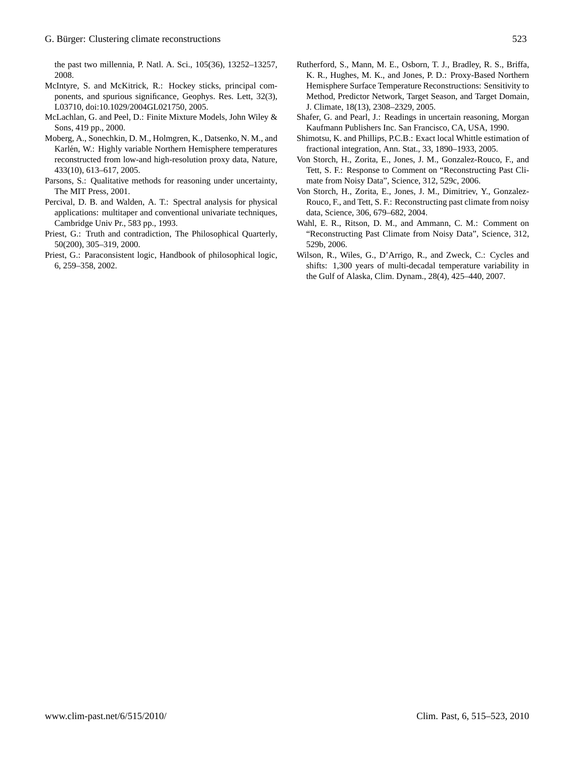the past two millennia, P. Natl. A. Sci., 105(36), 13252–13257, 2008.

McIntyre, S. and McKitrick, R.: Hockey sticks, principal components, and spurious significance, Geophys. Res. Lett, 32(3), L03710, doi:10.1029/2004GL021750, 2005.

McLachlan, G. and Peel, D.: Finite Mixture Models, John Wiley & Sons, 419 pp., 2000.

Moberg, A., Sonechkin, D. M., Holmgren, K., Datsenko, N. M., and Karlén, W.: Highly variable Northern Hemisphere temperatures reconstructed from low-and high-resolution proxy data, Nature, 433(10), 613–617, 2005.

Parsons, S.: Qualitative methods for reasoning under uncertainty, The MIT Press, 2001.

Percival, D. B. and Walden, A. T.: Spectral analysis for physical applications: multitaper and conventional univariate techniques, Cambridge Univ Pr., 583 pp., 1993.

Priest, G.: Truth and contradiction, The Philosophical Quarterly, 50(200), 305–319, 2000.

Priest, G.: Paraconsistent logic, Handbook of philosophical logic, 6, 259–358, 2002.

Rutherford, S., Mann, M. E., Osborn, T. J., Bradley, R. S., Briffa, K. R., Hughes, M. K., and Jones, P. D.: Proxy-Based Northern Hemisphere Surface Temperature Reconstructions: Sensitivity to Method, Predictor Network, Target Season, and Target Domain, J. Climate, 18(13), 2308–2329, 2005.

Shafer, G. and Pearl, J.: Readings in uncertain reasoning, Morgan Kaufmann Publishers Inc. San Francisco, CA, USA, 1990.

Shimotsu, K. and Phillips, P.C.B.: Exact local Whittle estimation of fractional integration, Ann. Stat., 33, 1890–1933, 2005.

Von Storch, H., Zorita, E., Jones, J. M., Gonzalez-Rouco, F., and Tett, S. F.: Response to Comment on "Reconstructing Past Climate from Noisy Data", Science, 312, 529c, 2006.

Von Storch, H., Zorita, E., Jones, J. M., Dimitriev, Y., Gonzalez-Rouco, F., and Tett, S. F.: Reconstructing past climate from noisy data, Science, 306, 679–682, 2004.

Wahl, E. R., Ritson, D. M., and Ammann, C. M.: Comment on "Reconstructing Past Climate from Noisy Data", Science, 312, 529b, 2006.

Wilson, R., Wiles, G., D'Arrigo, R., and Zweck, C.: Cycles and shifts: 1,300 years of multi-decadal temperature variability in the Gulf of Alaska, Clim. Dynam., 28(4), 425–440, 2007.